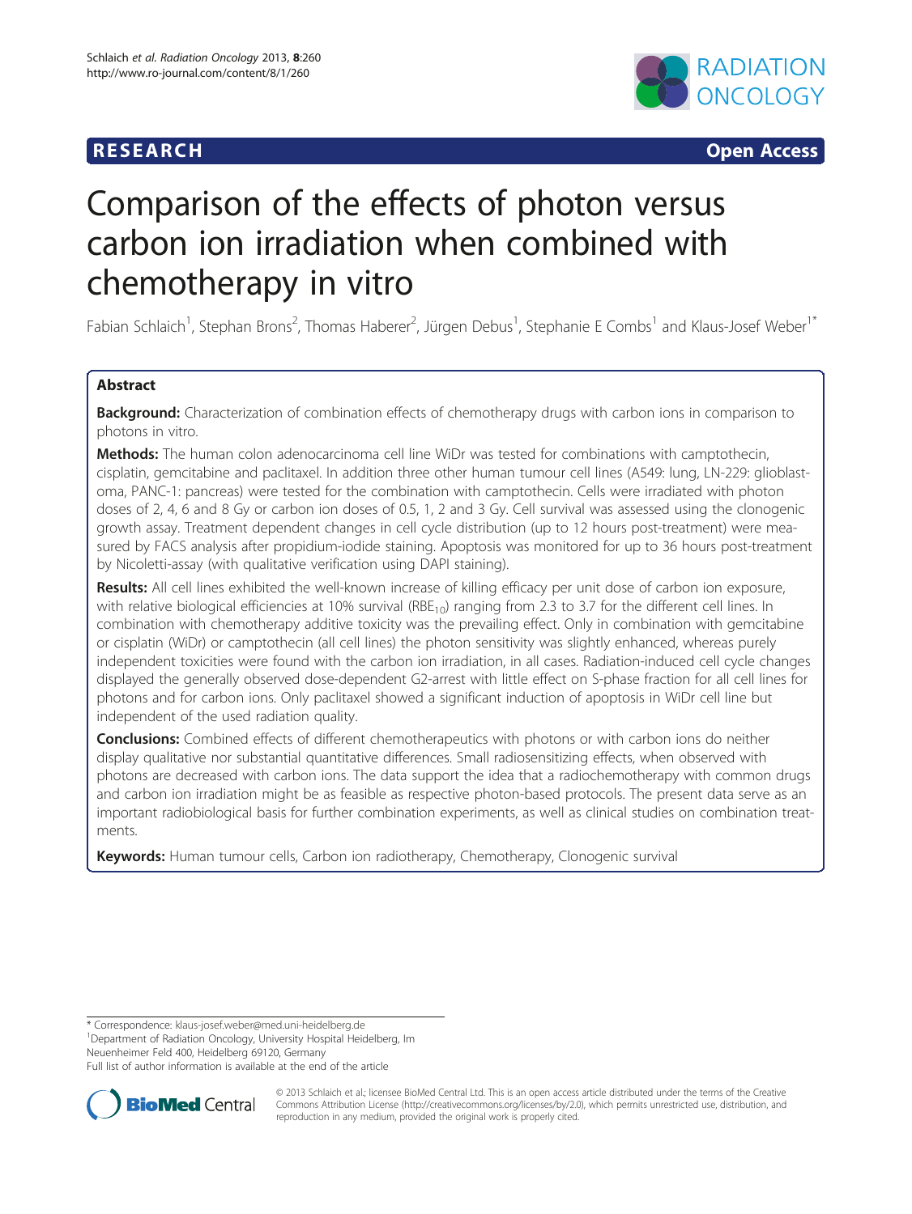RESEARCH Open Access

# Comparison of the effects of photon versus carbon ion irradiation when combined with chemotherapy in vitro

Fabian Schlaich[1], Stephan Brons[2], Thomas Haberer[2], Jürgen Debus[1], Stephanie E Combs[1] and Klaus-Josef Weber[1*]

## Abstract

**Background:** Characterization of combination effects of chemotherapy drugs with carbon ions in comparison to photons in vitro.

**Methods:** The human colon adenocarcinoma cell line WiDr was tested for combinations with camptothecin, cisplatin, gemcitabine and paclitaxel. In addition three other human tumour cell lines (A549: lung, LN-229: glioblastoma, PANC-1: pancreas) were tested for the combination with camptothecin. Cells were irradiated with photon doses of 2, 4, 6 and 8 Gy or carbon ion doses of 0.5, 1, 2 and 3 Gy. Cell survival was assessed using the clonogenic growth assay. Treatment dependent changes in cell cycle distribution (up to 12 hours post-treatment) were measured by FACS analysis after propidium-iodide staining. Apoptosis was monitored for up to 36 hours post-treatment by Nicoletti-assay (with qualitative verification using DAPI staining).

**Results:** All cell lines exhibited the well-known increase of killing efficacy per unit dose of carbon ion exposure, with relative biological efficiencies at 10% survival ($RBE_{10}$) ranging from 2.3 to 3.7 for the different cell lines. In combination with chemotherapy additive toxicity was the prevailing effect. Only in combination with gemcitabine or cisplatin (WiDr) or camptothecin (all cell lines) the photon sensitivity was slightly enhanced, whereas purely independent toxicities were found with the carbon ion irradiation, in all cases. Radiation-induced cell cycle changes displayed the generally observed dose-dependent G2-arrest with little effect on S-phase fraction for all cell lines for photons and for carbon ions. Only paclitaxel showed a significant induction of apoptosis in WiDr cell line but independent of the used radiation quality.

**Conclusions:** Combined effects of different chemotherapeutics with photons or with carbon ions do neither display qualitative nor substantial quantitative differences. Small radiosensitizing effects, when observed with photons are decreased with carbon ions. The data support the idea that a radiochemotherapy with common drugs and carbon ion irradiation might be as feasible as respective photon-based protocols. The present data serve as an important radiobiological basis for further combination experiments, as well as clinical studies on combination treatments.

**Keywords:** Human tumour cells, Carbon ion radiotherapy, Chemotherapy, Clonogenic survival

\* Correspondence: klaus-josef.weber@med.uni-heidelberg.de

[1]Department of Radiation Oncology, University Hospital Heidelberg, Im Neuenheimer Feld 400, Heidelberg 69120, Germany

Full list of author information is available at the end of the article

© 2013 Schlaich et al.; licensee BioMed Central Ltd. This is an open access article distributed under the terms of the Creative Commons Attribution License (http://creativecommons.org/licenses/by/2.0), which permits unrestricted use, distribution, and reproduction in any medium, provided the original work is properly cited.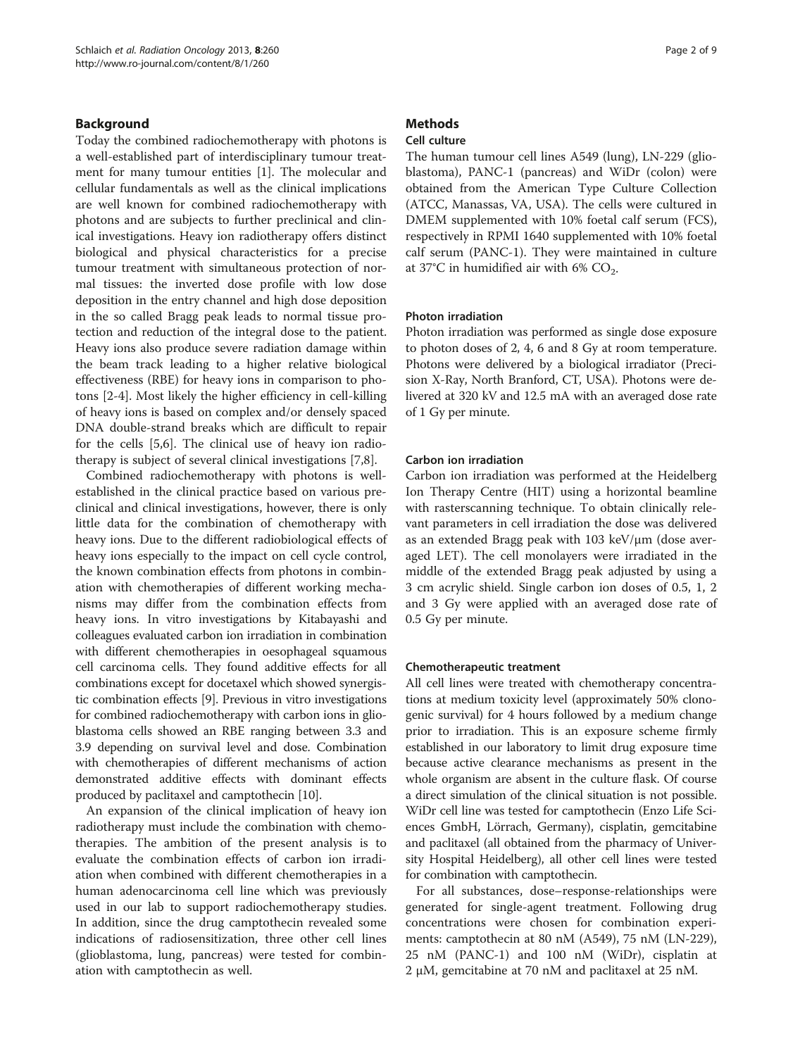## Background

Today the combined radiochemotherapy with photons is a well-established part of interdisciplinary tumour treatment for many tumour entities [1]. The molecular and cellular fundamentals as well as the clinical implications are well known for combined radiochemotherapy with photons and are subjects to further preclinical and clinical investigations. Heavy ion radiotherapy offers distinct biological and physical characteristics for a precise tumour treatment with simultaneous protection of normal tissues: the inverted dose profile with low dose deposition in the entry channel and high dose deposition in the so called Bragg peak leads to normal tissue protection and reduction of the integral dose to the patient. Heavy ions also produce severe radiation damage within the beam track leading to a higher relative biological effectiveness (RBE) for heavy ions in comparison to photons [2-4]. Most likely the higher efficiency in cell-killing of heavy ions is based on complex and/or densely spaced DNA double-strand breaks which are difficult to repair for the cells [5,6]. The clinical use of heavy ion radiotherapy is subject of several clinical investigations [7,8].

Combined radiochemotherapy with photons is well-established in the clinical practice based on various preclinical and clinical investigations, however, there is only little data for the combination of chemotherapy with heavy ions. Due to the different radiobiological effects of heavy ions especially to the impact on cell cycle control, the known combination effects from photons in combination with chemotherapies of different working mechanisms may differ from the combination effects from heavy ions. In vitro investigations by Kitabayashi and colleagues evaluated carbon ion irradiation in combination with different chemotherapies in oesophageal squamous cell carcinoma cells. They found additive effects for all combinations except for docetaxel which showed synergistic combination effects [9]. Previous in vitro investigations for combined radiochemotherapy with carbon ions in glioblastoma cells showed an RBE ranging between 3.3 and 3.9 depending on survival level and dose. Combination with chemotherapies of different mechanisms of action demonstrated additive effects with dominant effects produced by paclitaxel and camptothecin [10].

An expansion of the clinical implication of heavy ion radiotherapy must include the combination with chemotherapies. The ambition of the present analysis is to evaluate the combination effects of carbon ion irradiation when combined with different chemotherapies in a human adenocarcinoma cell line which was previously used in our lab to support radiochemotherapy studies. In addition, since the drug camptothecin revealed some indications of radiosensitization, three other cell lines (glioblastoma, lung, pancreas) were tested for combination with camptothecin as well.

## Methods

### Cell culture

The human tumour cell lines A549 (lung), LN-229 (glioblastoma), PANC-1 (pancreas) and WiDr (colon) were obtained from the American Type Culture Collection (ATCC, Manassas, VA, USA). The cells were cultured in DMEM supplemented with 10% foetal calf serum (FCS), respectively in RPMI 1640 supplemented with 10% foetal calf serum (PANC-1). They were maintained in culture at 37°C in humidified air with 6% $CO_2$.

### Photon irradiation

Photon irradiation was performed as single dose exposure to photon doses of 2, 4, 6 and 8 Gy at room temperature. Photons were delivered by a biological irradiator (Precision X-Ray, North Branford, CT, USA). Photons were delivered at 320 kV and 12.5 mA with an averaged dose rate of 1 Gy per minute.

### Carbon ion irradiation

Carbon ion irradiation was performed at the Heidelberg Ion Therapy Centre (HIT) using a horizontal beamline with rasterscanning technique. To obtain clinically relevant parameters in cell irradiation the dose was delivered as an extended Bragg peak with 103 keV/µm (dose averaged LET). The cell monolayers were irradiated in the middle of the extended Bragg peak adjusted by using a 3 cm acrylic shield. Single carbon ion doses of 0.5, 1, 2 and 3 Gy were applied with an averaged dose rate of 0.5 Gy per minute.

### Chemotherapeutic treatment

All cell lines were treated with chemotherapy concentrations at medium toxicity level (approximately 50% clonogenic survival) for 4 hours followed by a medium change prior to irradiation. This is an exposure scheme firmly established in our laboratory to limit drug exposure time because active clearance mechanisms as present in the whole organism are absent in the culture flask. Of course a direct simulation of the clinical situation is not possible. WiDr cell line was tested for camptothecin (Enzo Life Sciences GmbH, Lörrach, Germany), cisplatin, gemcitabine and paclitaxel (all obtained from the pharmacy of University Hospital Heidelberg), all other cell lines were tested for combination with camptothecin.

For all substances, dose–response-relationships were generated for single-agent treatment. Following drug concentrations were chosen for combination experiments: camptothecin at 80 nM (A549), 75 nM (LN-229), 25 nM (PANC-1) and 100 nM (WiDr), cisplatin at 2 µM, gemcitabine at 70 nM and paclitaxel at 25 nM.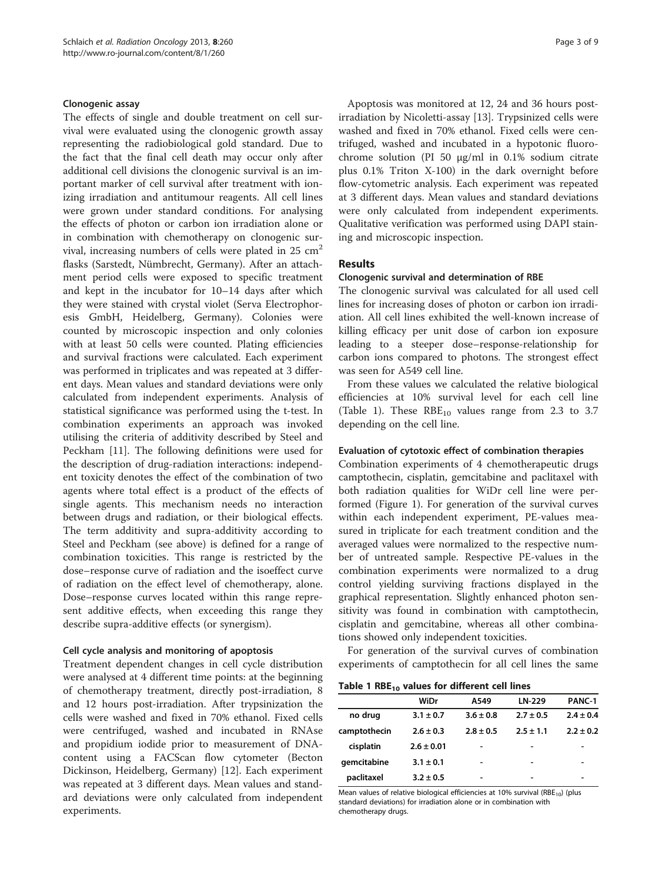### Clonogenic assay

The effects of single and double treatment on cell survival were evaluated using the clonogenic growth assay representing the radiobiological gold standard. Due to the fact that the final cell death may occur only after additional cell divisions the clonogenic survival is an important marker of cell survival after treatment with ionizing irradiation and antitumour reagents. All cell lines were grown under standard conditions. For analysing the effects of photon or carbon ion irradiation alone or in combination with chemotherapy on clonogenic survival, increasing numbers of cells were plated in 25 $cm^2$ flasks (Sarstedt, Nümbrecht, Germany). After an attachment period cells were exposed to specific treatment and kept in the incubator for 10–14 days after which they were stained with crystal violet (Serva Electrophoresis GmbH, Heidelberg, Germany). Colonies were counted by microscopic inspection and only colonies with at least 50 cells were counted. Plating efficiencies and survival fractions were calculated. Each experiment was performed in triplicates and was repeated at 3 different days. Mean values and standard deviations were only calculated from independent experiments. Analysis of statistical significance was performed using the t-test. In combination experiments an approach was invoked utilising the criteria of additivity described by Steel and Peckham [11]. The following definitions were used for the description of drug-radiation interactions: independent toxicity denotes the effect of the combination of two agents where total effect is a product of the effects of single agents. This mechanism needs no interaction between drugs and radiation, or their biological effects. The term additivity and supra-additivity according to Steel and Peckham (see above) is defined for a range of combination toxicities. This range is restricted by the dose–response curve of radiation and the isoeffect curve of radiation on the effect level of chemotherapy, alone. Dose–response curves located within this range represent additive effects, when exceeding this range they describe supra-additive effects (or synergism).

### Cell cycle analysis and monitoring of apoptosis

Treatment dependent changes in cell cycle distribution were analysed at 4 different time points: at the beginning of chemotherapy treatment, directly post-irradiation, 8 and 12 hours post-irradiation. After trypsinization the cells were washed and fixed in 70% ethanol. Fixed cells were centrifuged, washed and incubated in RNAse and propidium iodide prior to measurement of DNA-content using a FACScan flow cytometer (Becton Dickinson, Heidelberg, Germany) [12]. Each experiment was repeated at 3 different days. Mean values and standard deviations were only calculated from independent experiments.

Apoptosis was monitored at 12, 24 and 36 hours post-irradiation by Nicoletti-assay [13]. Trypsinized cells were washed and fixed in 70% ethanol. Fixed cells were centrifuged, washed and incubated in a hypotonic fluorochrome solution (PI 50 μg/ml in 0.1% sodium citrate plus 0.1% Triton X-100) in the dark overnight before flow-cytometric analysis. Each experiment was repeated at 3 different days. Mean values and standard deviations were only calculated from independent experiments. Qualitative verification was performed using DAPI staining and microscopic inspection.

## Results

### Clonogenic survival and determination of RBE

The clonogenic survival was calculated for all used cell lines for increasing doses of photon or carbon ion irradiation. All cell lines exhibited the well-known increase of killing efficacy per unit dose of carbon ion exposure leading to a steeper dose–response-relationship for carbon ions compared to photons. The strongest effect was seen for A549 cell line.

From these values we calculated the relative biological efficiencies at 10% survival level for each cell line (Table 1). These $RBE_{10}$ values range from 2.3 to 3.7 depending on the cell line.

### Evaluation of cytotoxic effect of combination therapies

Combination experiments of 4 chemotherapeutic drugs camptothecin, cisplatin, gemcitabine and paclitaxel with both radiation qualities for WiDr cell line were performed (Figure 1). For generation of the survival curves within each independent experiment, PE-values measured in triplicate for each treatment condition and the averaged values were normalized to the respective number of untreated sample. Respective PE-values in the combination experiments were normalized to a drug control yielding surviving fractions displayed in the graphical representation. Slightly enhanced photon sensitivity was found in combination with camptothecin, cisplatin and gemcitabine, whereas all other combinations showed only independent toxicities.

For generation of the survival curves of combination experiments of camptothecin for all cell lines the same

**Table 1 $RBE_{10}$ values for different cell lines**

| | WiDr | A549 | LN-229 | PANC-1 |
|---|---|---|---|---|
| **no drug** | 3.1 ± 0.7 | 3.6 ± 0.8 | 2.7 ± 0.5 | 2.4 ± 0.4 |
| **camptothecin** | 2.6 ± 0.3 | 2.8 ± 0.5 | 2.5 ± 1.1 | 2.2 ± 0.2 |
| **cisplatin** | 2.6 ± 0.01 | - | - | - |
| **gemcitabine** | 3.1 ± 0.1 | - | - | - |
| **paclitaxel** | 3.2 ± 0.5 | - | - | - |

Mean values of relative biological efficiencies at 10% survival ($RBE_{10}$) (plus standard deviations) for irradiation alone or in combination with chemotherapy drugs.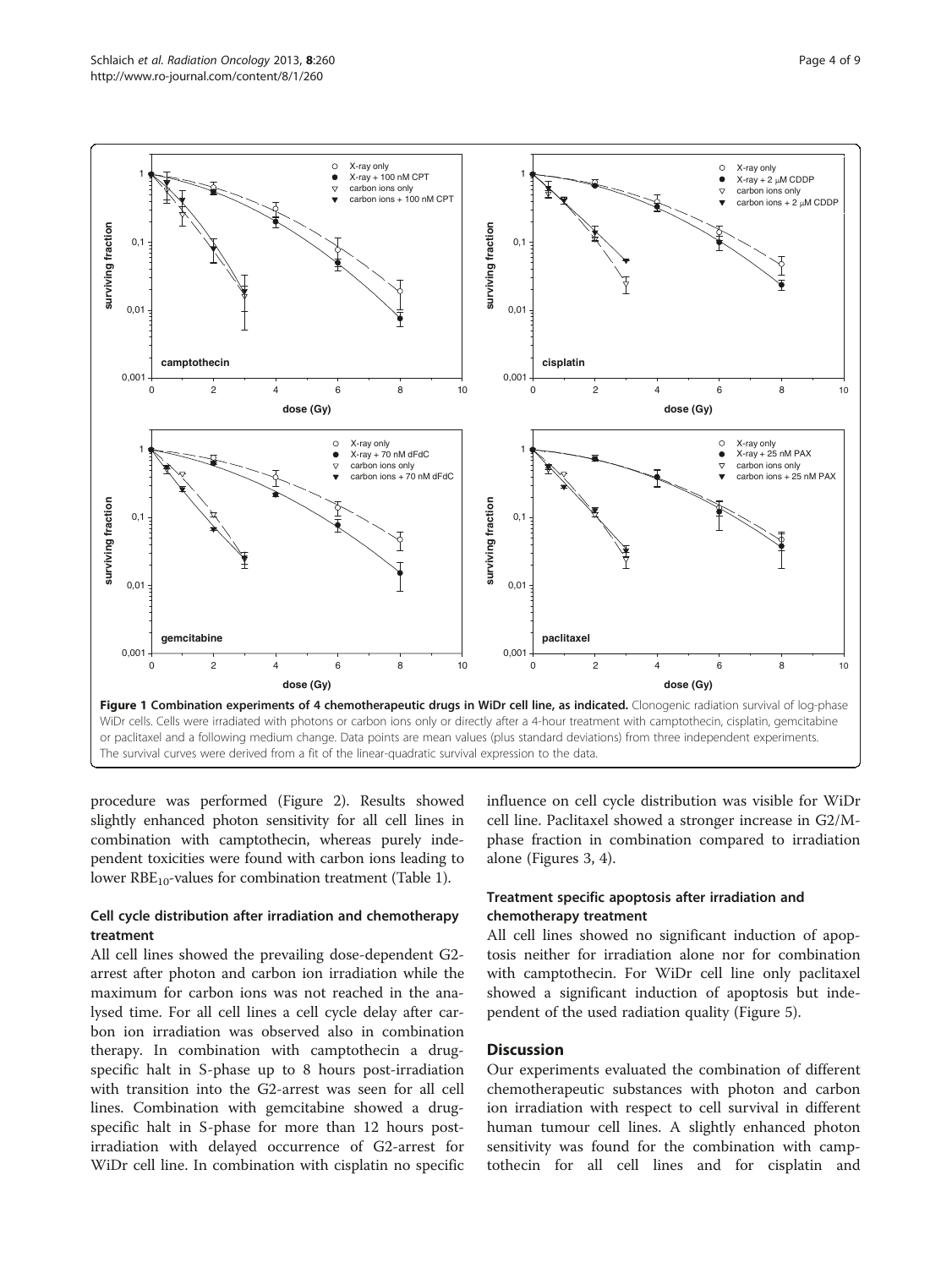**Figure 1 Combination experiments of 4 chemotherapeutic drugs in WiDr cell line, as indicated.** Clonogenic radiation survival of log-phase WiDr cells. Cells were irradiated with photons or carbon ions only or directly after a 4-hour treatment with camptothecin, cisplatin, gemcitabine or paclitaxel and a following medium change. Data points are mean values (plus standard deviations) from three independent experiments. The survival curves were derived from a fit of the linear-quadratic survival expression to the data.

procedure was performed (Figure 2). Results showed slightly enhanced photon sensitivity for all cell lines in combination with camptothecin, whereas purely independent toxicities were found with carbon ions leading to lower $RBE_{10}$-values for combination treatment (Table 1).

### Cell cycle distribution after irradiation and chemotherapy treatment

All cell lines showed the prevailing dose-dependent G2-arrest after photon and carbon ion irradiation while the maximum for carbon ions was not reached in the analysed time. For all cell lines a cell cycle delay after carbon ion irradiation was observed also in combination therapy. In combination with camptothecin a drug-specific halt in S-phase up to 8 hours post-irradiation with transition into the G2-arrest was seen for all cell lines. Combination with gemcitabine showed a drug-specific halt in S-phase for more than 12 hours post-irradiation with delayed occurrence of G2-arrest for WiDr cell line. In combination with cisplatin no specific influence on cell cycle distribution was visible for WiDr cell line. Paclitaxel showed a stronger increase in G2/M-phase fraction in combination compared to irradiation alone (Figures 3, 4).

### Treatment specific apoptosis after irradiation and chemotherapy treatment

All cell lines showed no significant induction of apoptosis neither for irradiation alone nor for combination with camptothecin. For WiDr cell line only paclitaxel showed a significant induction of apoptosis but independent of the used radiation quality (Figure 5).

## Discussion

Our experiments evaluated the combination of different chemotherapeutic substances with photon and carbon ion irradiation with respect to cell survival in different human tumour cell lines. A slightly enhanced photon sensitivity was found for the combination with camptothecin for all cell lines and for cisplatin and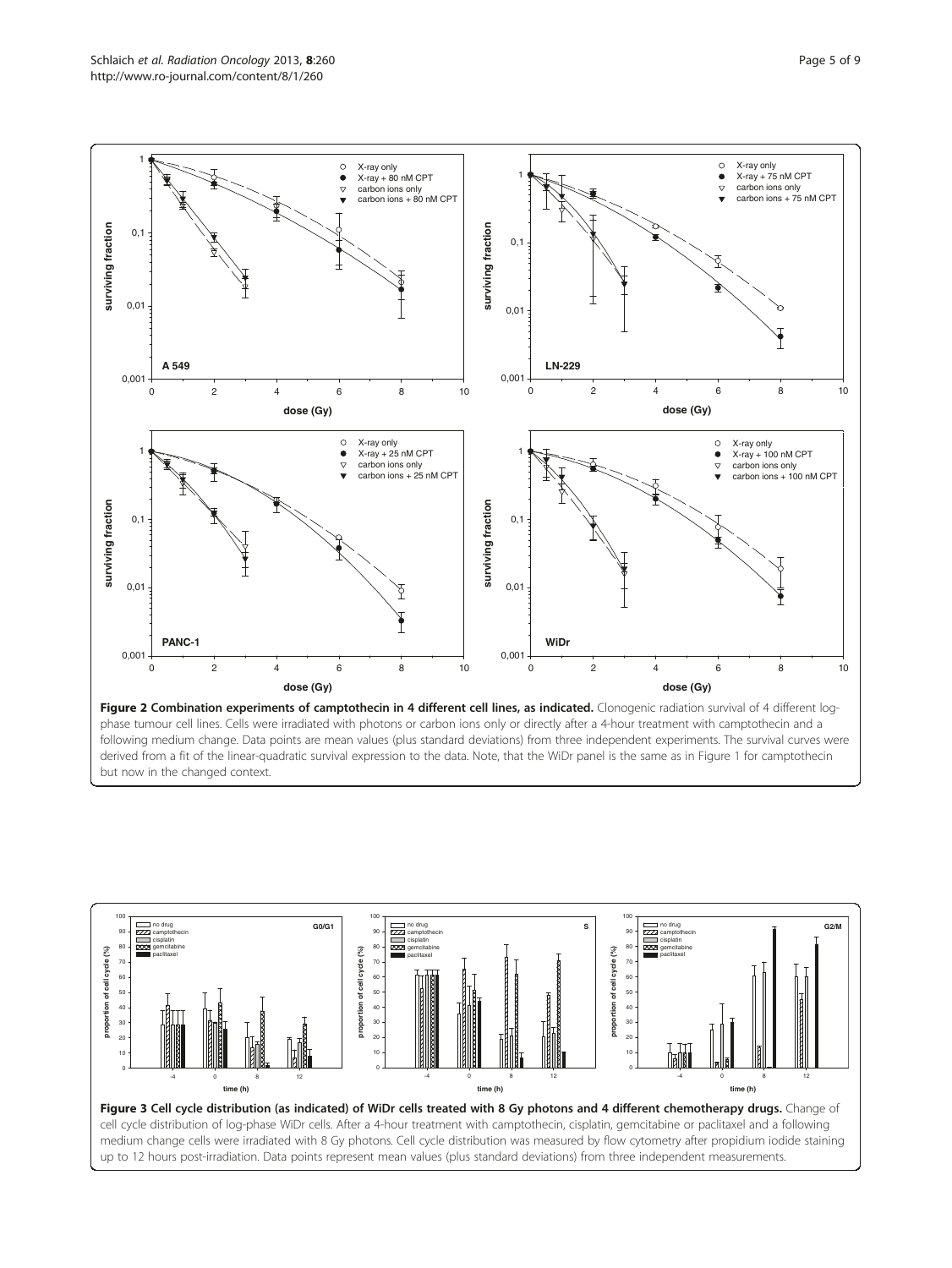**Figure 2 Combination experiments of camptothecin in 4 different cell lines, as indicated.** Clonogenic radiation survival of 4 different log-phase tumour cell lines. Cells were irradiated with photons or carbon ions only or directly after a 4-hour treatment with camptothecin and a following medium change. Data points are mean values (plus standard deviations) from three independent experiments. The survival curves were derived from a fit of the linear-quadratic survival expression to the data. Note, that the WiDr panel is the same as in Figure 1 for camptothecin but now in the changed context.

**Figure 3 Cell cycle distribution (as indicated) of WiDr cells treated with 8 Gy photons and 4 different chemotherapy drugs.** Change of cell cycle distribution of log-phase WiDr cells. After a 4-hour treatment with camptothecin, cisplatin, gemcitabine or paclitaxel and a following medium change cells were irradiated with 8 Gy photons. Cell cycle distribution was measured by flow cytometry after propidium iodide staining up to 12 hours post-irradiation. Data points represent mean values (plus standard deviations) from three independent measurements.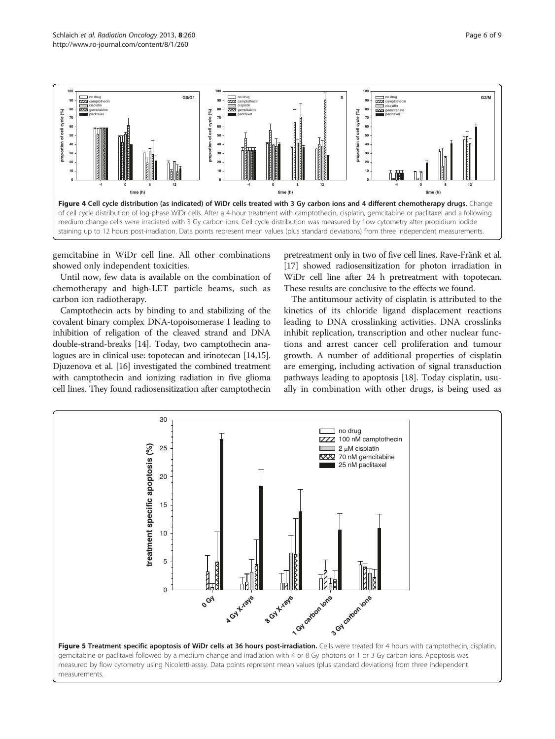**Figure 4 Cell cycle distribution (as indicated) of WiDr cells treated with 3 Gy carbon ions and 4 different chemotherapy drugs.** Change of cell cycle distribution of log-phase WiDr cells. After a 4-hour treatment with camptothecin, cisplatin, gemcitabine or paclitaxel and a following medium change cells were irradiated with 3 Gy carbon ions. Cell cycle distribution was measured by flow cytometry after propidium iodide staining up to 12 hours post-irradiation. Data points represent mean values (plus standard deviations) from three independent measurements.

gemcitabine in WiDr cell line. All other combinations showed only independent toxicities.

Until now, few data is available on the combination of chemotherapy and high-LET particle beams, such as carbon ion radiotherapy.

Camptothecin acts by binding to and stabilizing of the covalent binary complex DNA-topoisomerase I leading to inhibition of religation of the cleaved strand and DNA double-strand-breaks [14]. Today, two camptothecin analogues are in clinical use: topotecan and irinotecan [14,15]. Djuzenova et al. [16] investigated the combined treatment with camptothecin and ionizing radiation in five glioma cell lines. They found radiosensitization after camptothecin pretreatment only in two of five cell lines. Rave-Fränk et al. [17] showed radiosensitization for photon irradiation in WiDr cell line after 24 h pretreatment with topotecan. These results are conclusive to the effects we found.

The antitumour activity of cisplatin is attributed to the kinetics of its chloride ligand displacement reactions leading to DNA crosslinking activities. DNA crosslinks inhibit replication, transcription and other nuclear functions and arrest cancer cell proliferation and tumour growth. A number of additional properties of cisplatin are emerging, including activation of signal transduction pathways leading to apoptosis [18]. Today cisplatin, usually in combination with other drugs, is being used as

**Figure 5 Treatment specific apoptosis of WiDr cells at 36 hours post-irradiation.** Cells were treated for 4 hours with camptothecin, cisplatin, gemcitabine or paclitaxel followed by a medium change and irradiation with 4 or 8 Gy photons or 1 or 3 Gy carbon ions. Apoptosis was measured by flow cytometry using Nicoletti-assay. Data points represent mean values (plus standard deviations) from three independent measurements.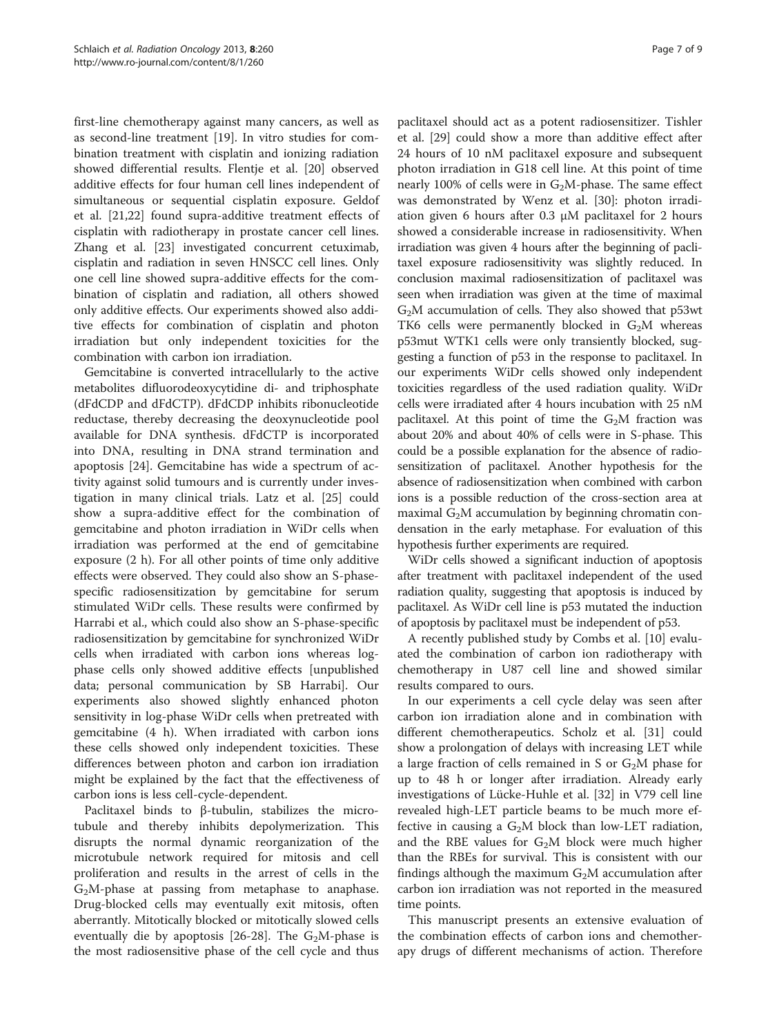first-line chemotherapy against many cancers, as well as as second-line treatment [19]. In vitro studies for combination treatment with cisplatin and ionizing radiation showed differential results. Flentje et al. [20] observed additive effects for four human cell lines independent of simultaneous or sequential cisplatin exposure. Geldof et al. [21,22] found supra-additive treatment effects of cisplatin with radiotherapy in prostate cancer cell lines. Zhang et al. [23] investigated concurrent cetuximab, cisplatin and radiation in seven HNSCC cell lines. Only one cell line showed supra-additive effects for the combination of cisplatin and radiation, all others showed only additive effects. Our experiments showed also additive effects for combination of cisplatin and photon irradiation but only independent toxicities for the combination with carbon ion irradiation.

Gemcitabine is converted intracellularly to the active metabolites difluorodeoxycytidine di- and triphosphate (dFdCDP and dFdCTP). dFdCDP inhibits ribonucleotide reductase, thereby decreasing the deoxynucleotide pool available for DNA synthesis. dFdCTP is incorporated into DNA, resulting in DNA strand termination and apoptosis [24]. Gemcitabine has wide a spectrum of activity against solid tumours and is currently under investigation in many clinical trials. Latz et al. [25] could show a supra-additive effect for the combination of gemcitabine and photon irradiation in WiDr cells when irradiation was performed at the end of gemcitabine exposure (2 h). For all other points of time only additive effects were observed. They could also show an S-phase-specific radiosensitization by gemcitabine for serum stimulated WiDr cells. These results were confirmed by Harrabi et al., which could also show an S-phase-specific radiosensitization by gemcitabine for synchronized WiDr cells when irradiated with carbon ions whereas log-phase cells only showed additive effects [unpublished data; personal communication by SB Harrabi]. Our experiments also showed slightly enhanced photon sensitivity in log-phase WiDr cells when pretreated with gemcitabine (4 h). When irradiated with carbon ions these cells showed only independent toxicities. These differences between photon and carbon ion irradiation might be explained by the fact that the effectiveness of carbon ions is less cell-cycle-dependent.

Paclitaxel binds to β-tubulin, stabilizes the microtubule and thereby inhibits depolymerization. This disrupts the normal dynamic reorganization of the microtubule network required for mitosis and cell proliferation and results in the arrest of cells in the $G_2M$-phase at passing from metaphase to anaphase. Drug-blocked cells may eventually exit mitosis, often aberrantly. Mitotically blocked or mitotically slowed cells eventually die by apoptosis [26-28]. The $G_2M$-phase is the most radiosensitive phase of the cell cycle and thus paclitaxel should act as a potent radiosensitizer. Tishler et al. [29] could show a more than additive effect after 24 hours of 10 nM paclitaxel exposure and subsequent photon irradiation in G18 cell line. At this point of time nearly 100% of cells were in $G_2M$-phase. The same effect was demonstrated by Wenz et al. [30]: photon irradiation given 6 hours after 0.3 μM paclitaxel for 2 hours showed a considerable increase in radiosensitivity. When irradiation was given 4 hours after the beginning of paclitaxel exposure radiosensitivity was slightly reduced. In conclusion maximal radiosensitization of paclitaxel was seen when irradiation was given at the time of maximal $G_2M$ accumulation of cells. They also showed that p53wt TK6 cells were permanently blocked in $G_2M$ whereas p53mut WTK1 cells were only transiently blocked, suggesting a function of p53 in the response to paclitaxel. In our experiments WiDr cells showed only independent toxicities regardless of the used radiation quality. WiDr cells were irradiated after 4 hours incubation with 25 nM paclitaxel. At this point of time the $G_2M$ fraction was about 20% and about 40% of cells were in S-phase. This could be a possible explanation for the absence of radiosensitization of paclitaxel. Another hypothesis for the absence of radiosensitization when combined with carbon ions is a possible reduction of the cross-section area at maximal $G_2M$ accumulation by beginning chromatin condensation in the early metaphase. For evaluation of this hypothesis further experiments are required.

WiDr cells showed a significant induction of apoptosis after treatment with paclitaxel independent of the used radiation quality, suggesting that apoptosis is induced by paclitaxel. As WiDr cell line is p53 mutated the induction of apoptosis by paclitaxel must be independent of p53.

A recently published study by Combs et al. [10] evaluated the combination of carbon ion radiotherapy with chemotherapy in U87 cell line and showed similar results compared to ours.

In our experiments a cell cycle delay was seen after carbon ion irradiation alone and in combination with different chemotherapeutics. Scholz et al. [31] could show a prolongation of delays with increasing LET while a large fraction of cells remained in S or $G_2M$ phase for up to 48 h or longer after irradiation. Already early investigations of Lücke-Huhle et al. [32] in V79 cell line revealed high-LET particle beams to be much more effective in causing a $G_2M$ block than low-LET radiation, and the RBE values for $G_2M$ block were much higher than the RBEs for survival. This is consistent with our findings although the maximum $G_2M$ accumulation after carbon ion irradiation was not reported in the measured time points.

This manuscript presents an extensive evaluation of the combination effects of carbon ions and chemotherapy drugs of different mechanisms of action. Therefore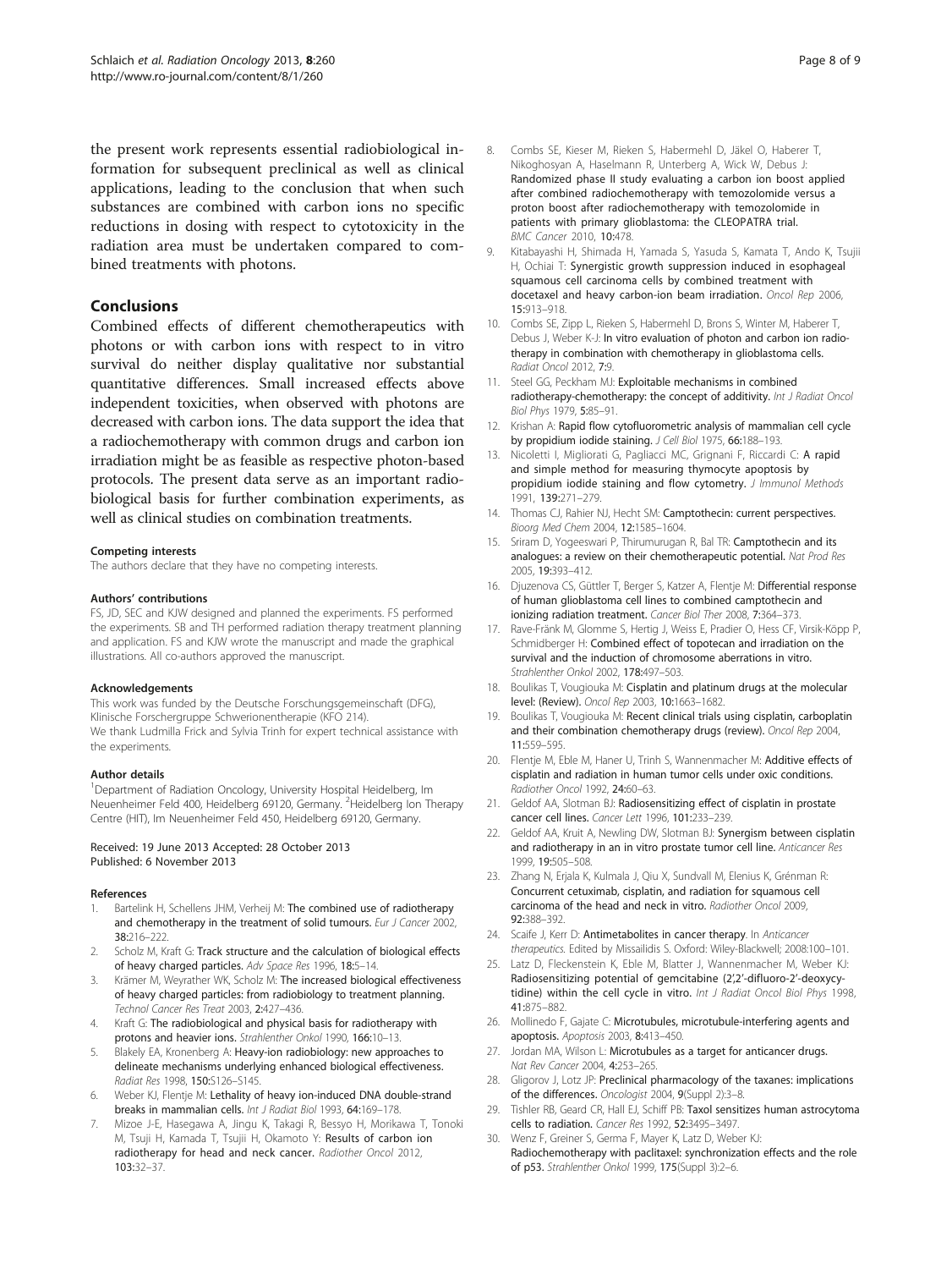the present work represents essential radiobiological information for subsequent preclinical as well as clinical applications, leading to the conclusion that when such substances are combined with carbon ions no specific reductions in dosing with respect to cytotoxicity in the radiation area must be undertaken compared to combined treatments with photons.

## Conclusions

Combined effects of different chemotherapeutics with photons or with carbon ions with respect to in vitro survival do neither display qualitative nor substantial quantitative differences. Small increased effects above independent toxicities, when observed with photons are decreased with carbon ions. The data support the idea that a radiochemotherapy with common drugs and carbon ion irradiation might be as feasible as respective photon-based protocols. The present data serve as an important radiobiological basis for further combination experiments, as well as clinical studies on combination treatments.

#### Competing interests

The authors declare that they have no competing interests.

#### Authors' contributions

FS, JD, SEC and KJW designed and planned the experiments. FS performed the experiments. SB and TH performed radiation therapy treatment planning and application. FS and KJW wrote the manuscript and made the graphical illustrations. All co-authors approved the manuscript.

#### Acknowledgements

This work was funded by the Deutsche Forschungsgemeinschaft (DFG), Klinische Forschergruppe Schwerionentherapie (KFO 214).
We thank Ludmilla Frick and Sylvia Trinh for expert technical assistance with the experiments.

#### Author details

[1]Department of Radiation Oncology, University Hospital Heidelberg, Im Neuenheimer Feld 400, Heidelberg 69120, Germany. [2]Heidelberg Ion Therapy Centre (HIT), Im Neuenheimer Feld 450, Heidelberg 69120, Germany.

Received: 19 June 2013 Accepted: 28 October 2013
Published: 6 November 2013

#### References

1. Bartelink H, Schellens JHM, Verheij M: **The combined use of radiotherapy and chemotherapy in the treatment of solid tumours.** *Eur J Cancer* 2002, **38:**216–222.
2. Scholz M, Kraft G: **Track structure and the calculation of biological effects of heavy charged particles.** *Adv Space Res* 1996, **18:**5–14.
3. Krämer M, Weyrather WK, Scholz M: **The increased biological effectiveness of heavy charged particles: from radiobiology to treatment planning.** *Technol Cancer Res Treat* 2003, **2:**427–436.
4. Kraft G: **The radiobiological and physical basis for radiotherapy with protons and heavier ions.** *Strahlenther Onkol* 1990, **166:**10–13.
5. Blakely EA, Kronenberg A: **Heavy-ion radiobiology: new approaches to delineate mechanisms underlying enhanced biological effectiveness.** *Radiat Res* 1998, **150:**S126–S145.
6. Weber KJ, Flentje M: **Lethality of heavy ion-induced DNA double-strand breaks in mammalian cells.** *Int J Radiat Biol* 1993, **64:**169–178.
7. Mizoe J-E, Hasegawa A, Jingu K, Takagi R, Bessyo H, Morikawa T, Tonoki M, Tsuji H, Kamada T, Tsujii H, Okamoto Y: **Results of carbon ion radiotherapy for head and neck cancer.** *Radiother Oncol* 2012, **103:**32–37.
8. Combs SE, Kieser M, Rieken S, Habermehl D, Jäkel O, Haberer T, Nikoghosyan A, Haselmann R, Unterberg A, Wick W, Debus J: **Randomized phase II study evaluating a carbon ion boost applied after combined radiochemotherapy with temozolomide versus a proton boost after radiochemotherapy with temozolomide in patients with primary glioblastoma: the CLEOPATRA trial.** *BMC Cancer* 2010, **10:**478.
9. Kitabayashi H, Shimada H, Yamada S, Yasuda S, Kamata T, Ando K, Tsujii H, Ochiai T: **Synergistic growth suppression induced in esophageal squamous cell carcinoma cells by combined treatment with docetaxel and heavy carbon-ion beam irradiation.** *Oncol Rep* 2006, **15:**913–918.
10. Combs SE, Zipp L, Rieken S, Habermehl D, Brons S, Winter M, Haberer T, Debus J, Weber K-J: **In vitro evaluation of photon and carbon ion radiotherapy in combination with chemotherapy in glioblastoma cells.** *Radiat Oncol* 2012, **7:**9.
11. Steel GG, Peckham MJ: **Exploitable mechanisms in combined radiotherapy-chemotherapy: the concept of additivity.** *Int J Radiat Oncol Biol Phys* 1979, **5:**85–91.
12. Krishan A: **Rapid flow cytofluorometric analysis of mammalian cell cycle by propidium iodide staining.** *J Cell Biol* 1975, **66:**188–193.
13. Nicoletti I, Migliorati G, Pagliacci MC, Grignani F, Riccardi C: **A rapid and simple method for measuring thymocyte apoptosis by propidium iodide staining and flow cytometry.** *J Immunol Methods* 1991, **139:**271–279.
14. Thomas CJ, Rahier NJ, Hecht SM: **Camptothecin: current perspectives.** *Bioorg Med Chem* 2004, **12:**1585–1604.
15. Sriram D, Yogeeswari P, Thirumurugan R, Bal TR: **Camptothecin and its analogues: a review on their chemotherapeutic potential.** *Nat Prod Res* 2005, **19:**393–412.
16. Djuzenova CS, Güttler T, Berger S, Katzer A, Flentje M: **Differential response of human glioblastoma cell lines to combined camptothecin and ionizing radiation treatment.** *Cancer Biol Ther* 2008, **7:**364–373.
17. Rave-Fränk M, Glomme S, Hertig J, Weiss E, Pradier O, Hess CF, Virsik-Köpp P, Schmidberger H: **Combined effect of topotecan and irradiation on the survival and the induction of chromosome aberrations in vitro.** *Strahlenther Onkol* 2002, **178:**497–503.
18. Boulikas T, Vougiouka M: **Cisplatin and platinum drugs at the molecular level: (Review).** *Oncol Rep* 2003, **10:**1663–1682.
19. Boulikas T, Vougiouka M: **Recent clinical trials using cisplatin, carboplatin and their combination chemotherapy drugs (review).** *Oncol Rep* 2004, **11:**559–595.
20. Flentje M, Eble M, Haner U, Trinh S, Wannenmacher M: **Additive effects of cisplatin and radiation in human tumor cells under oxic conditions.** *Radiother Oncol* 1992, **24:**60–63.
21. Geldof AA, Slotman BJ: **Radiosensitizing effect of cisplatin in prostate cancer cell lines.** *Cancer Lett* 1996, **101:**233–239.
22. Geldof AA, Kruit A, Newling DW, Slotman BJ: **Synergism between cisplatin and radiotherapy in an in vitro prostate tumor cell line.** *Anticancer Res* 1999, **19:**505–508.
23. Zhang N, Erjala K, Kulmala J, Qiu X, Sundvall M, Elenius K, Grénman R: **Concurrent cetuximab, cisplatin, and radiation for squamous cell carcinoma of the head and neck in vitro.** *Radiother Oncol* 2009, **92:**388–392.
24. Scaife J, Kerr D: **Antimetabolites in cancer therapy.** In *Anticancer therapeutics.* Edited by Missailidis S. Oxford: Wiley-Blackwell; 2008:100–101.
25. Latz D, Fleckenstein K, Eble M, Blatter J, Wannenmacher M, Weber KJ: **Radiosensitizing potential of gemcitabine (2',2'-difluoro-2'-deoxycytidine) within the cell cycle in vitro.** *Int J Radiat Oncol Biol Phys* 1998, **41:**875–882.
26. Mollinedo F, Gajate C: **Microtubules, microtubule-interfering agents and apoptosis.** *Apoptosis* 2003, **8:**413–450.
27. Jordan MA, Wilson L: **Microtubules as a target for anticancer drugs.** *Nat Rev Cancer* 2004, **4:**253–265.
28. Gligorov J, Lotz JP: **Preclinical pharmacology of the taxanes: implications of the differences.** *Oncologist* 2004, **9**(Suppl 2):3–8.
29. Tishler RB, Geard CR, Hall EJ, Schiff PB: **Taxol sensitizes human astrocytoma cells to radiation.** *Cancer Res* 1992, **52:**3495–3497.
30. Wenz F, Greiner S, Germa F, Mayer K, Latz D, Weber KJ: **Radiochemotherapy with paclitaxel: synchronization effects and the role of p53.** *Strahlenther Onkol* 1999, **175**(Suppl 3):2–6.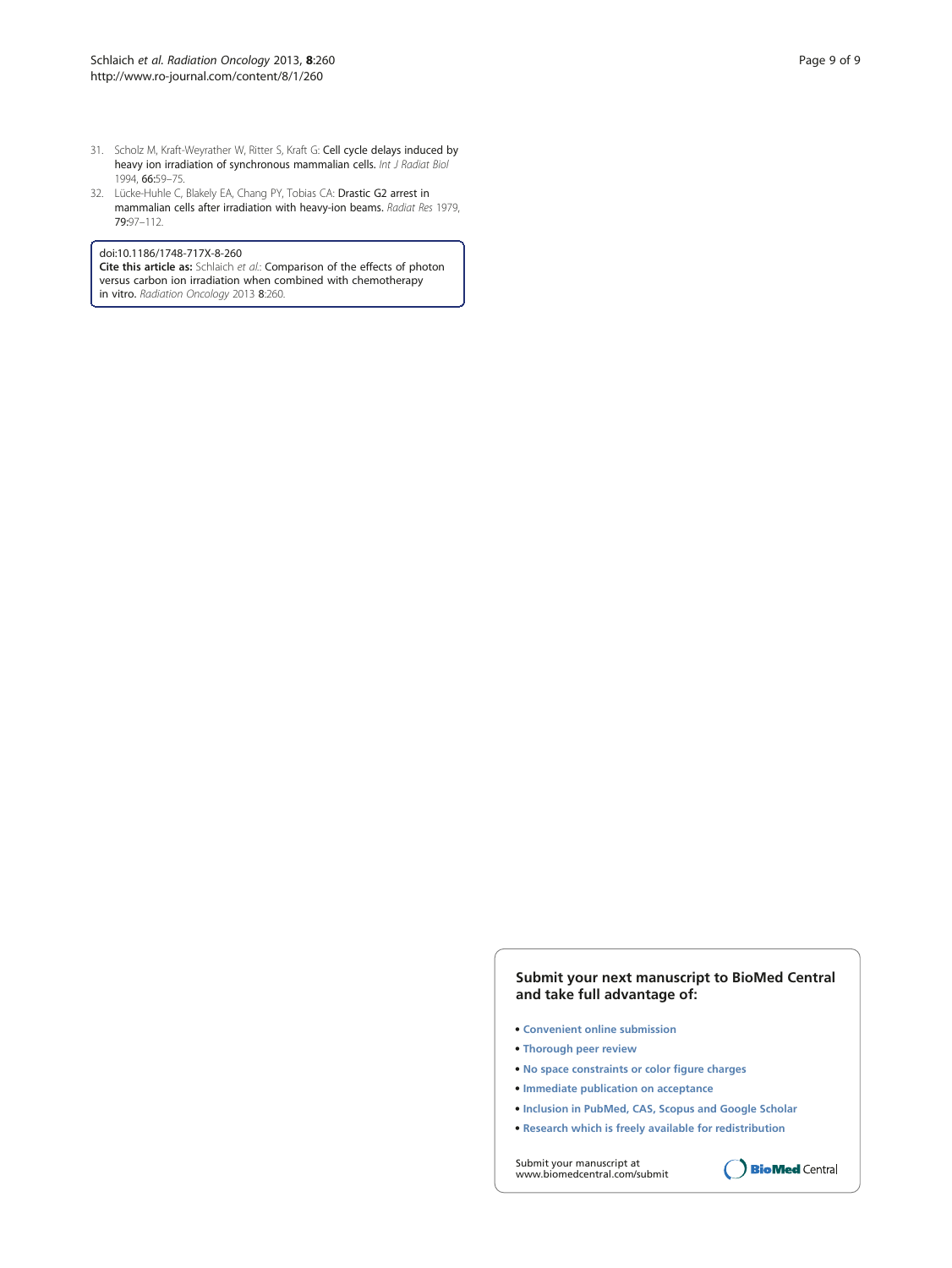31. Scholz M, Kraft-Weyrather W, Ritter S, Kraft G: **Cell cycle delays induced by heavy ion irradiation of synchronous mammalian cells.** *Int J Radiat Biol* 1994, **66:**59–75.
32. Lücke-Huhle C, Blakely EA, Chang PY, Tobias CA: **Drastic G2 arrest in mammalian cells after irradiation with heavy-ion beams.** *Radiat Res* 1979, **79:**97–112.

doi:10.1186/1748-717X-8-260
**Cite this article as:** Schlaich *et al.*: Comparison of the effects of photon versus carbon ion irradiation when combined with chemotherapy in vitro. *Radiation Oncology* 2013 **8**:260.

**Submit your next manuscript to BioMed Central and take full advantage of:**

- **Convenient online submission**
- **Thorough peer review**
- **No space constraints or color figure charges**
- **Immediate publication on acceptance**
- **Inclusion in PubMed, CAS, Scopus and Google Scholar**
- **Research which is freely available for redistribution**

Submit your manuscript at
www.biomedcentral.com/submit

BioMed Central